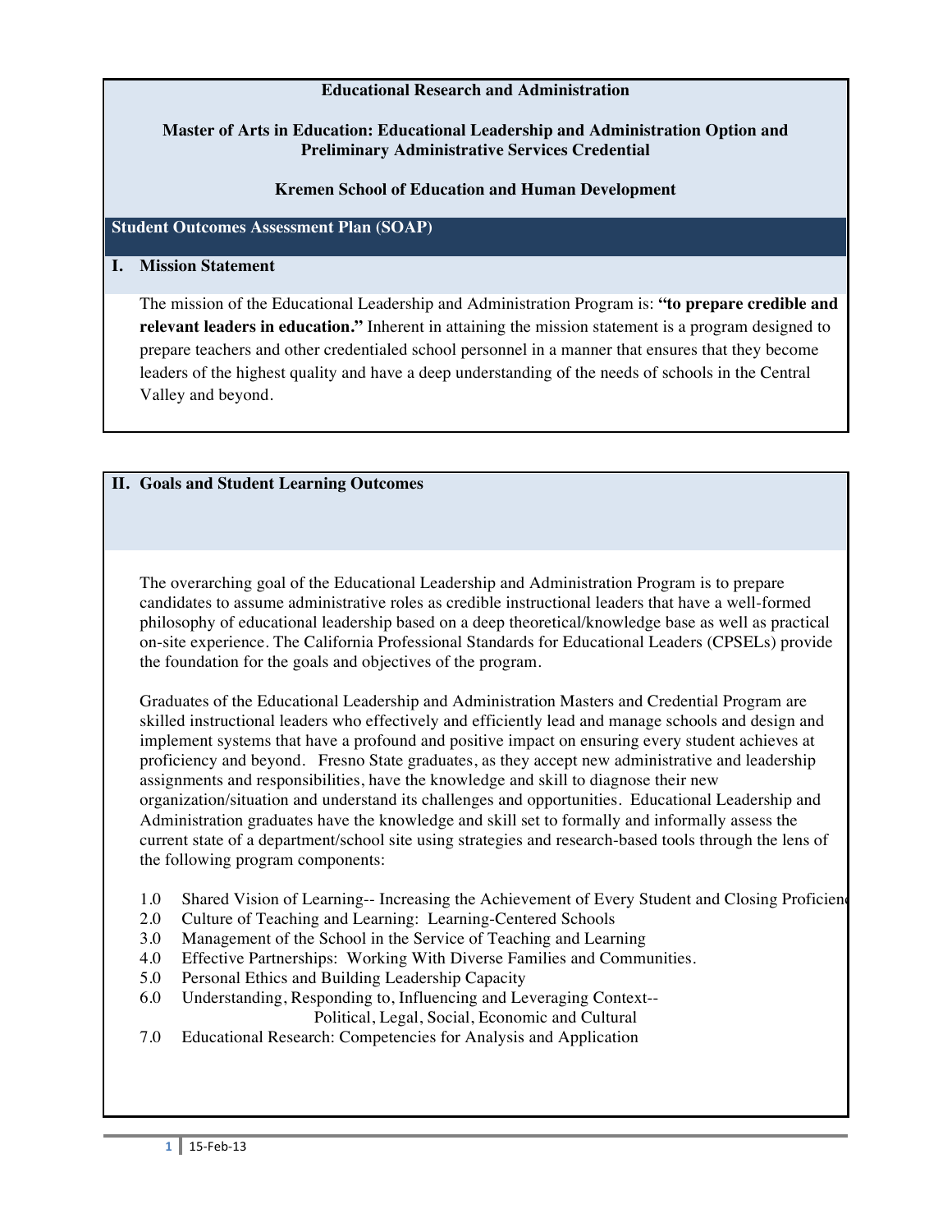**Educational Research and Administration**

**Master of Arts in Education: Educational Leadership and Administration Option and Preliminary Administrative Services Credential**

**Kremen School of Education and Human Development**

## Student Outcomes Assessment Plan (SOAP)

### I. Mission Statement

The mission of the Educational Leadership and Administration Program is: **"to prepare credible and relevant leaders in education."** Inherent in attaining the mission statement is a program designed to prepare teachers and other credentialed school personnel in a manner that ensures that they become leaders of the highest quality and have a deep understanding of the needs of schools in the Central Valley and beyond.

### II. Goals and Student Learning Outcomes

The overarching goal of the Educational Leadership and Administration Program is to prepare candidates to assume administrative roles as credible instructional leaders that have a well-formed philosophy of educational leadership based on a deep theoretical/knowledge base as well as practical on-site experience. The California Professional Standards for Educational Leaders (CPSELs) provide the foundation for the goals and objectives of the program.

Graduates of the Educational Leadership and Administration Masters and Credential Program are skilled instructional leaders who effectively and efficiently lead and manage schools and design and implement systems that have a profound and positive impact on ensuring every student achieves at proficiency and beyond. Fresno State graduates, as they accept new administrative and leadership assignments and responsibilities, have the knowledge and skill to diagnose their new organization/situation and understand its challenges and opportunities. Educational Leadership and Administration graduates have the knowledge and skill set to formally and informally assess the current state of a department/school site using strategies and research-based tools through the lens of the following program components:

1.0 Shared Vision of Learning-- Increasing the Achievement of Every Student and Closing Proficienc
2.0 Culture of Teaching and Learning: Learning-Centered Schools
3.0 Management of the School in the Service of Teaching and Learning
4.0 Effective Partnerships: Working With Diverse Families and Communities.
5.0 Personal Ethics and Building Leadership Capacity
6.0 Understanding, Responding to, Influencing and Leveraging Context-- Political, Legal, Social, Economic and Cultural
7.0 Educational Research: Competencies for Analysis and Application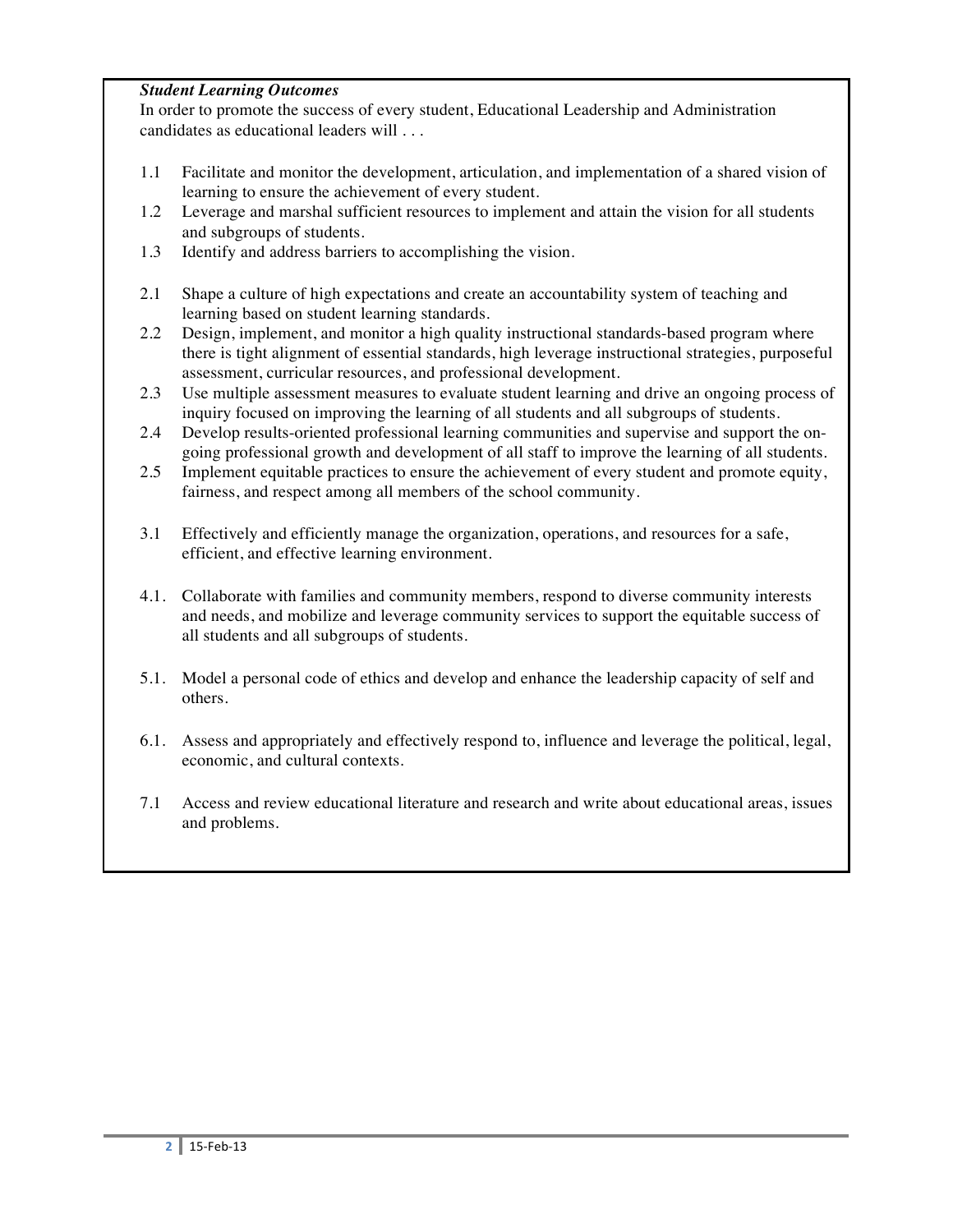***Student Learning Outcomes***

In order to promote the success of every student, Educational Leadership and Administration candidates as educational leaders will . . .

1.1 Facilitate and monitor the development, articulation, and implementation of a shared vision of learning to ensure the achievement of every student.

1.2 Leverage and marshal sufficient resources to implement and attain the vision for all students and subgroups of students.

1.3 Identify and address barriers to accomplishing the vision.

2.1 Shape a culture of high expectations and create an accountability system of teaching and learning based on student learning standards.

2.2 Design, implement, and monitor a high quality instructional standards-based program where there is tight alignment of essential standards, high leverage instructional strategies, purposeful assessment, curricular resources, and professional development.

2.3 Use multiple assessment measures to evaluate student learning and drive an ongoing process of inquiry focused on improving the learning of all students and all subgroups of students.

2.4 Develop results-oriented professional learning communities and supervise and support the on-going professional growth and development of all staff to improve the learning of all students.

2.5 Implement equitable practices to ensure the achievement of every student and promote equity, fairness, and respect among all members of the school community.

3.1 Effectively and efficiently manage the organization, operations, and resources for a safe, efficient, and effective learning environment.

4.1. Collaborate with families and community members, respond to diverse community interests and needs, and mobilize and leverage community services to support the equitable success of all students and all subgroups of students.

5.1. Model a personal code of ethics and develop and enhance the leadership capacity of self and others.

6.1. Assess and appropriately and effectively respond to, influence and leverage the political, legal, economic, and cultural contexts.

7.1 Access and review educational literature and research and write about educational areas, issues and problems.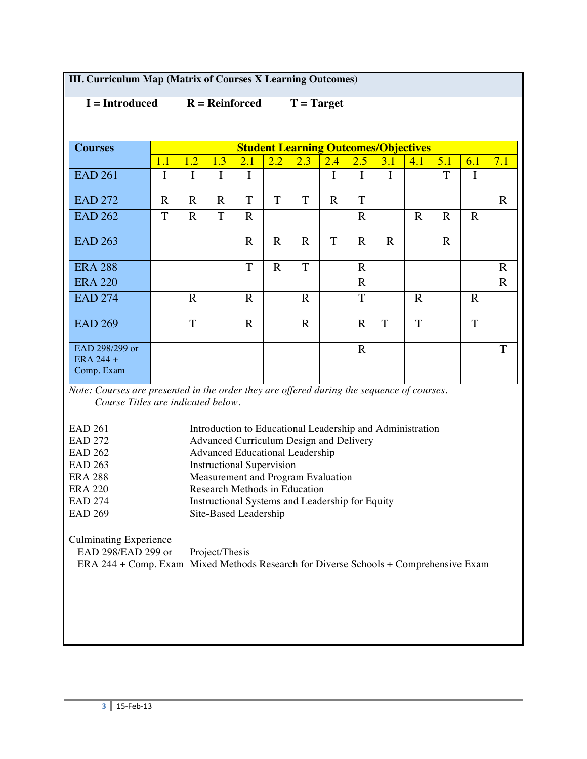### III. Curriculum Map (Matrix of Courses X Learning Outcomes)

**I = Introduced** **R = Reinforced** **T = Target**

| Courses | Student Learning Outcomes/Objectives | | | | | | | | | | | | |
|---|---|---|---|---|---|---|---|---|---|---|---|---|---|
| | 1.1 | 1.2 | 1.3 | 2.1 | 2.2 | 2.3 | 2.4 | 2.5 | 3.1 | 4.1 | 5.1 | 6.1 | 7.1 |
| EAD 261 | I | I | I | I | | | I | I | I | | T | I | |
| EAD 272 | R | R | R | T | T | T | R | T | | | | | R |
| EAD 262 | T | R | T | R | | | | R | | R | R | R | |
| EAD 263 | | | | R | R | R | T | R | R | | R | | |
| ERA 288 | | | | T | R | T | | R | | | | | R |
| ERA 220 | | | | | | | | R | | | | | R |
| EAD 274 | | R | | R | | R | | T | | R | | R | |
| EAD 269 | | T | | R | | R | | R | T | T | | T | |
| EAD 298/299 or ERA 244 + Comp. Exam | | | | | | | | R | | | | | T |

*Note: Courses are presented in the order they are offered during the sequence of courses. Course Titles are indicated below.*

| | |
|---|---|
| EAD 261 | Introduction to Educational Leadership and Administration |
| EAD 272 | Advanced Curriculum Design and Delivery |
| EAD 262 | Advanced Educational Leadership |
| EAD 263 | Instructional Supervision |
| ERA 288 | Measurement and Program Evaluation |
| ERA 220 | Research Methods in Education |
| EAD 274 | Instructional Systems and Leadership for Equity |
| EAD 269 | Site-Based Leadership |

Culminating Experience

| | |
|---|---|
| EAD 298/EAD 299 or | Project/Thesis |
| ERA 244 + Comp. Exam | Mixed Methods Research for Diverse Schools + Comprehensive Exam |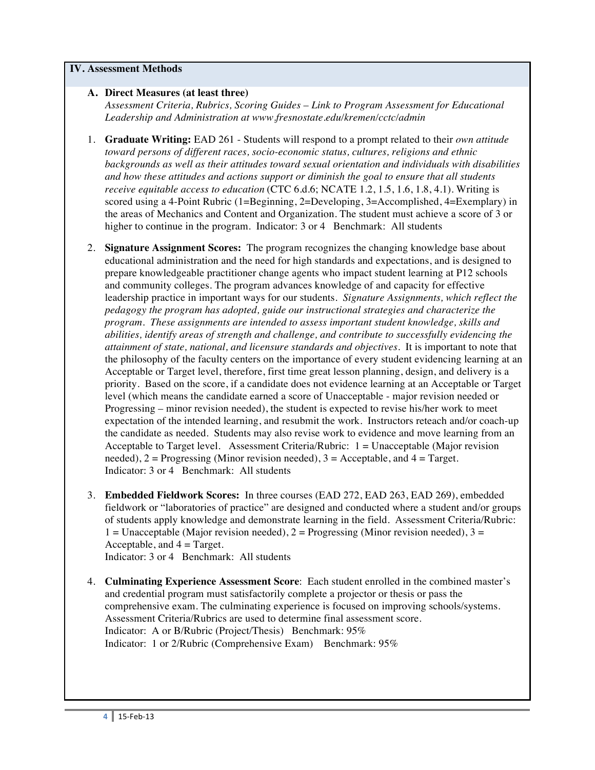## IV. Assessment Methods

**A. Direct Measures (at least three)**
*Assessment Criteria, Rubrics, Scoring Guides – Link to Program Assessment for Educational Leadership and Administration at www.fresnostate.edu/kremen/cctc/admin*

1. **Graduate Writing:** EAD 261 - Students will respond to a prompt related to their *own attitude toward persons of different races, socio-economic status, cultures, religions and ethnic backgrounds as well as their attitudes toward sexual orientation and individuals with disabilities and how these attitudes and actions support or diminish the goal to ensure that all students receive equitable access to education* (CTC 6.d.6; NCATE 1.2, 1.5, 1.6, 1.8, 4.1). Writing is scored using a 4-Point Rubric (1=Beginning, 2=Developing, 3=Accomplished, 4=Exemplary) in the areas of Mechanics and Content and Organization. The student must achieve a score of 3 or higher to continue in the program. Indicator: 3 or 4 Benchmark: All students

2. **Signature Assignment Scores:** The program recognizes the changing knowledge base about educational administration and the need for high standards and expectations, and is designed to prepare knowledgeable practitioner change agents who impact student learning at P12 schools and community colleges. The program advances knowledge of and capacity for effective leadership practice in important ways for our students. *Signature Assignments, which reflect the pedagogy the program has adopted, guide our instructional strategies and characterize the program. These assignments are intended to assess important student knowledge, skills and abilities, identify areas of strength and challenge, and contribute to successfully evidencing the attainment of state, national, and licensure standards and objectives.* It is important to note that the philosophy of the faculty centers on the importance of every student evidencing learning at an Acceptable or Target level, therefore, first time great lesson planning, design, and delivery is a priority. Based on the score, if a candidate does not evidence learning at an Acceptable or Target level (which means the candidate earned a score of Unacceptable - major revision needed or Progressing – minor revision needed), the student is expected to revise his/her work to meet expectation of the intended learning, and resubmit the work. Instructors reteach and/or coach-up the candidate as needed. Students may also revise work to evidence and move learning from an Acceptable to Target level. Assessment Criteria/Rubric: 1 = Unacceptable (Major revision needed), 2 = Progressing (Minor revision needed), 3 = Acceptable, and 4 = Target. Indicator: 3 or 4 Benchmark: All students

3. **Embedded Fieldwork Scores:** In three courses (EAD 272, EAD 263, EAD 269), embedded fieldwork or "laboratories of practice" are designed and conducted where a student and/or groups of students apply knowledge and demonstrate learning in the field. Assessment Criteria/Rubric: 1 = Unacceptable (Major revision needed), 2 = Progressing (Minor revision needed), 3 = Acceptable, and 4 = Target.
Indicator: 3 or 4 Benchmark: All students

4. **Culminating Experience Assessment Score**: Each student enrolled in the combined master's and credential program must satisfactorily complete a projector or thesis or pass the comprehensive exam. The culminating experience is focused on improving schools/systems. Assessment Criteria/Rubrics are used to determine final assessment score.
Indicator: A or B/Rubric (Project/Thesis) Benchmark: 95%
Indicator: 1 or 2/Rubric (Comprehensive Exam) Benchmark: 95%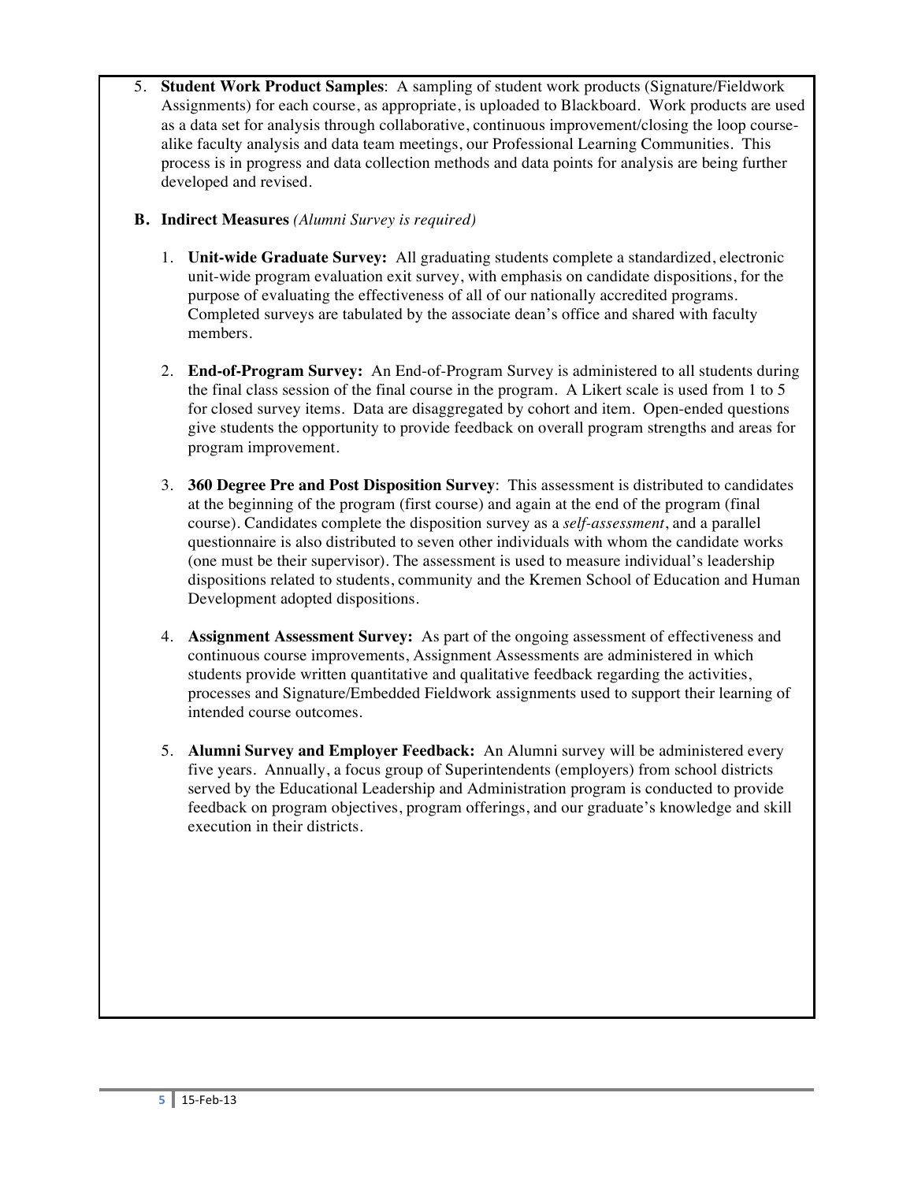5. **Student Work Product Samples**: A sampling of student work products (Signature/Fieldwork Assignments) for each course, as appropriate, is uploaded to Blackboard. Work products are used as a data set for analysis through collaborative, continuous improvement/closing the loop course-alike faculty analysis and data team meetings, our Professional Learning Communities. This process is in progress and data collection methods and data points for analysis are being further developed and revised.

**B. Indirect Measures** *(Alumni Survey is required)*

1. **Unit-wide Graduate Survey:** All graduating students complete a standardized, electronic unit-wide program evaluation exit survey, with emphasis on candidate dispositions, for the purpose of evaluating the effectiveness of all of our nationally accredited programs. Completed surveys are tabulated by the associate dean's office and shared with faculty members.

2. **End-of-Program Survey:** An End-of-Program Survey is administered to all students during the final class session of the final course in the program. A Likert scale is used from 1 to 5 for closed survey items. Data are disaggregated by cohort and item. Open-ended questions give students the opportunity to provide feedback on overall program strengths and areas for program improvement.

3. **360 Degree Pre and Post Disposition Survey**: This assessment is distributed to candidates at the beginning of the program (first course) and again at the end of the program (final course). Candidates complete the disposition survey as a *self-assessment*, and a parallel questionnaire is also distributed to seven other individuals with whom the candidate works (one must be their supervisor). The assessment is used to measure individual's leadership dispositions related to students, community and the Kremen School of Education and Human Development adopted dispositions.

4. **Assignment Assessment Survey:** As part of the ongoing assessment of effectiveness and continuous course improvements, Assignment Assessments are administered in which students provide written quantitative and qualitative feedback regarding the activities, processes and Signature/Embedded Fieldwork assignments used to support their learning of intended course outcomes.

5. **Alumni Survey and Employer Feedback:** An Alumni survey will be administered every five years. Annually, a focus group of Superintendents (employers) from school districts served by the Educational Leadership and Administration program is conducted to provide feedback on program objectives, program offerings, and our graduate's knowledge and skill execution in their districts.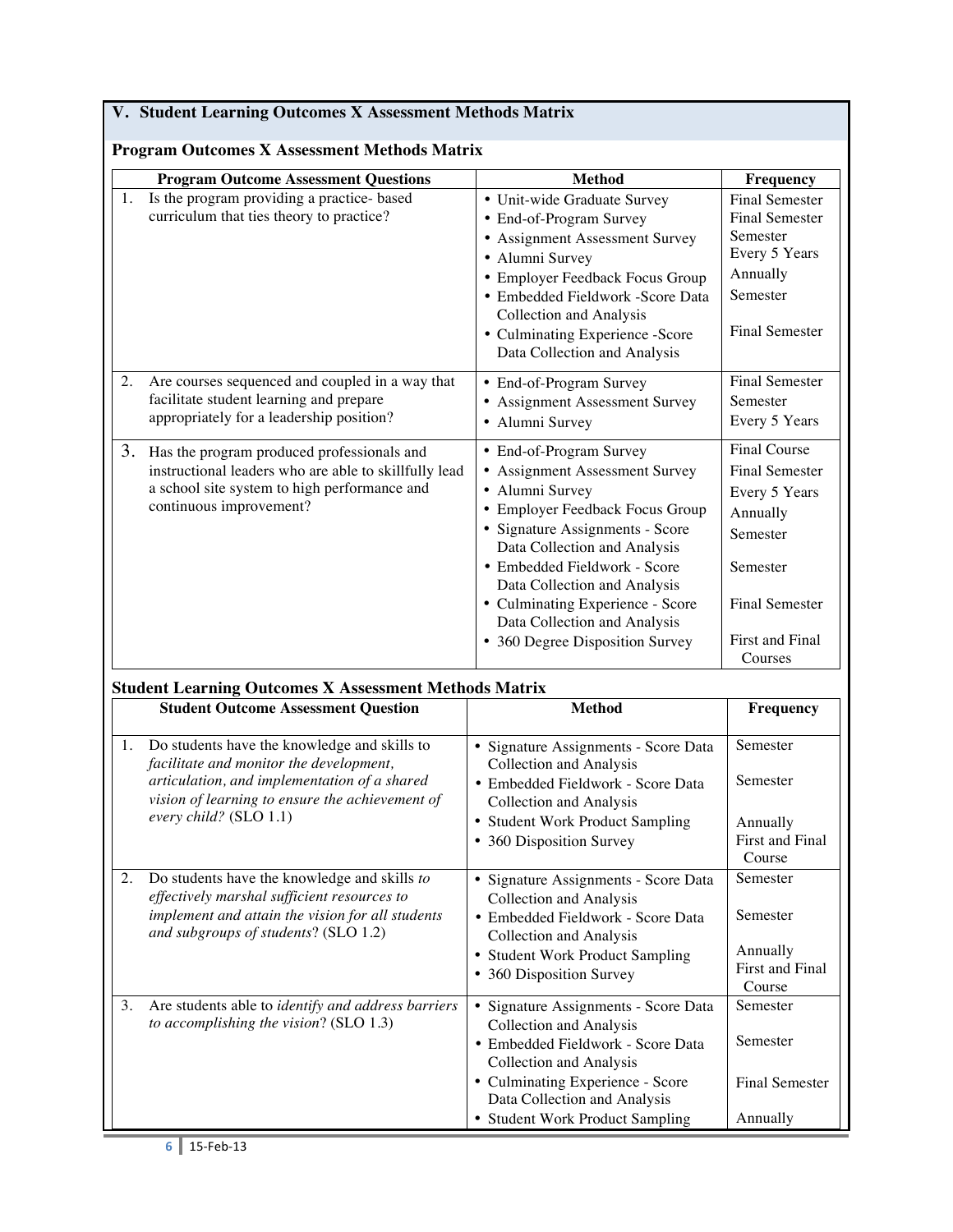## V. Student Learning Outcomes X Assessment Methods Matrix

### Program Outcomes X Assessment Methods Matrix

| Program Outcome Assessment Questions | Method | Frequency |
|---|---|---|
| 1. Is the program providing a practice- based curriculum that ties theory to practice? | • Unit-wide Graduate Survey<br>• End-of-Program Survey<br>• Assignment Assessment Survey<br>• Alumni Survey<br>• Employer Feedback Focus Group<br>• Embedded Fieldwork -Score Data Collection and Analysis<br>• Culminating Experience -Score Data Collection and Analysis | Final Semester<br>Final Semester<br>Semester<br>Every 5 Years<br>Annually<br>Semester<br><br>Final Semester |
| 2. Are courses sequenced and coupled in a way that facilitate student learning and prepare appropriately for a leadership position? | • End-of-Program Survey<br>• Assignment Assessment Survey<br>• Alumni Survey | Final Semester<br>Semester<br>Every 5 Years |
| 3. Has the program produced professionals and instructional leaders who are able to skillfully lead a school site system to high performance and continuous improvement? | • End-of-Program Survey<br>• Assignment Assessment Survey<br>• Alumni Survey<br>• Employer Feedback Focus Group<br>• Signature Assignments - Score Data Collection and Analysis<br>• Embedded Fieldwork - Score Data Collection and Analysis<br>• Culminating Experience - Score Data Collection and Analysis<br>• 360 Degree Disposition Survey | Final Course<br>Final Semester<br>Every 5 Years<br>Annually<br>Semester<br><br>Semester<br><br>Final Semester<br><br>First and Final Courses |

### Student Learning Outcomes X Assessment Methods Matrix

| Student Outcome Assessment Question | Method | Frequency |
|---|---|---|
| 1. Do students have the knowledge and skills to *facilitate and monitor the development, articulation, and implementation of a shared vision of learning to ensure the achievement of every child?* (SLO 1.1) | • Signature Assignments - Score Data Collection and Analysis<br>• Embedded Fieldwork - Score Data Collection and Analysis<br>• Student Work Product Sampling<br>• 360 Disposition Survey | Semester<br><br>Semester<br><br>Annually<br>First and Final Course |
| 2. Do students have the knowledge and skills *to effectively marshal sufficient resources to implement and attain the vision for all students and subgroups of students*? (SLO 1.2) | • Signature Assignments - Score Data Collection and Analysis<br>• Embedded Fieldwork - Score Data Collection and Analysis<br>• Student Work Product Sampling<br>• 360 Disposition Survey | Semester<br><br>Semester<br><br>Annually<br>First and Final Course |
| 3. Are students able to *identify and address barriers to accomplishing the vision*? (SLO 1.3) | • Signature Assignments - Score Data Collection and Analysis<br>• Embedded Fieldwork - Score Data Collection and Analysis<br>• Culminating Experience - Score Data Collection and Analysis<br>• Student Work Product Sampling | Semester<br><br>Semester<br><br>Final Semester<br><br>Annually |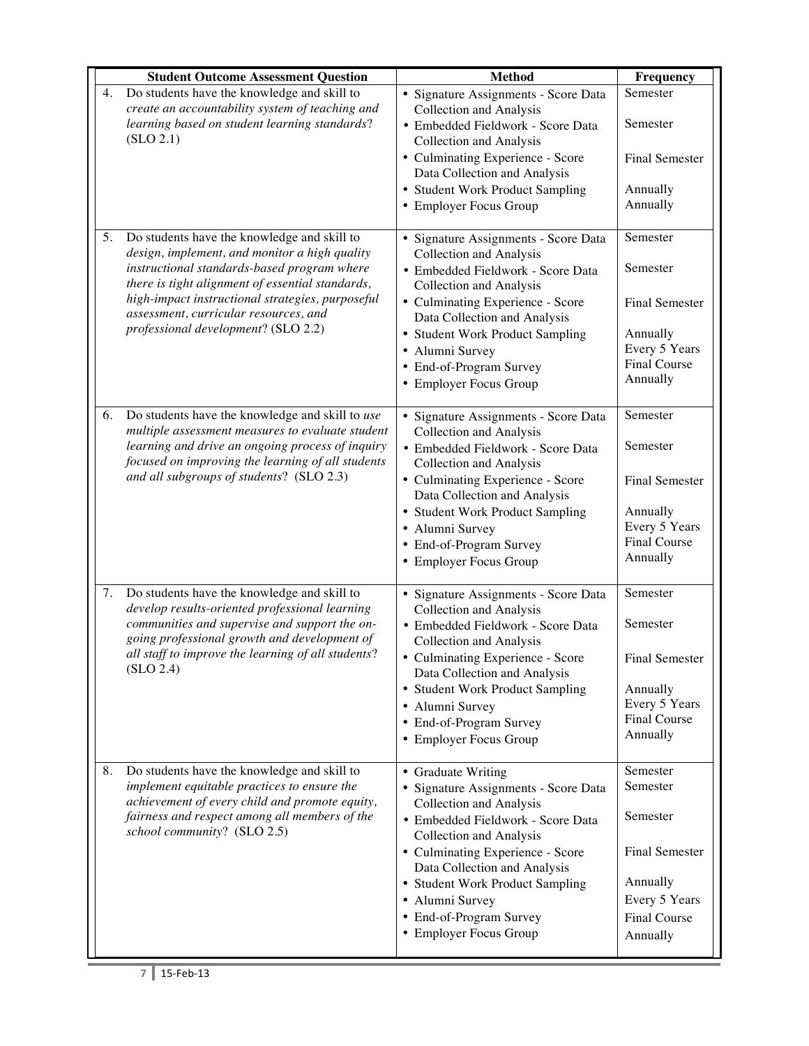| Student Outcome Assessment Question | Method | Frequency |
|---|---|---|
| 4. Do students have the knowledge and skill to *create an accountability system of teaching and learning based on student learning standards*? (SLO 2.1) | • Signature Assignments - Score Data Collection and Analysis<br>• Embedded Fieldwork - Score Data Collection and Analysis<br>• Culminating Experience - Score Data Collection and Analysis<br>• Student Work Product Sampling<br>• Employer Focus Group | Semester<br>Semester<br>Final Semester<br>Annually<br>Annually |
| 5. Do students have the knowledge and skill to *design, implement, and monitor a high quality instructional standards-based program where there is tight alignment of essential standards, high-impact instructional strategies, purposeful assessment, curricular resources, and professional development*? (SLO 2.2) | • Signature Assignments - Score Data Collection and Analysis<br>• Embedded Fieldwork - Score Data Collection and Analysis<br>• Culminating Experience - Score Data Collection and Analysis<br>• Student Work Product Sampling<br>• Alumni Survey<br>• End-of-Program Survey<br>• Employer Focus Group | Semester<br>Semester<br>Final Semester<br>Annually<br>Every 5 Years<br>Final Course<br>Annually |
| 6. Do students have the knowledge and skill to *use multiple assessment measures to evaluate student learning and drive an ongoing process of inquiry focused on improving the learning of all students and all subgroups of students*? (SLO 2.3) | • Signature Assignments - Score Data Collection and Analysis<br>• Embedded Fieldwork - Score Data Collection and Analysis<br>• Culminating Experience - Score Data Collection and Analysis<br>• Student Work Product Sampling<br>• Alumni Survey<br>• End-of-Program Survey<br>• Employer Focus Group | Semester<br>Semester<br>Final Semester<br>Annually<br>Every 5 Years<br>Final Course<br>Annually |
| 7. Do students have the knowledge and skill to *develop results-oriented professional learning communities and supervise and support the on-going professional growth and development of all staff to improve the learning of all students*? (SLO 2.4) | • Signature Assignments - Score Data Collection and Analysis<br>• Embedded Fieldwork - Score Data Collection and Analysis<br>• Culminating Experience - Score Data Collection and Analysis<br>• Student Work Product Sampling<br>• Alumni Survey<br>• End-of-Program Survey<br>• Employer Focus Group | Semester<br>Semester<br>Final Semester<br>Annually<br>Every 5 Years<br>Final Course<br>Annually |
| 8. Do students have the knowledge and skill to *implement equitable practices to ensure the achievement of every child and promote equity, fairness and respect among all members of the school community*? (SLO 2.5) | • Graduate Writing<br>• Signature Assignments - Score Data Collection and Analysis<br>• Embedded Fieldwork - Score Data Collection and Analysis<br>• Culminating Experience - Score Data Collection and Analysis<br>• Student Work Product Sampling<br>• Alumni Survey<br>• End-of-Program Survey<br>• Employer Focus Group | Semester<br>Semester<br>Semester<br>Final Semester<br>Annually<br>Every 5 Years<br>Final Course<br>Annually |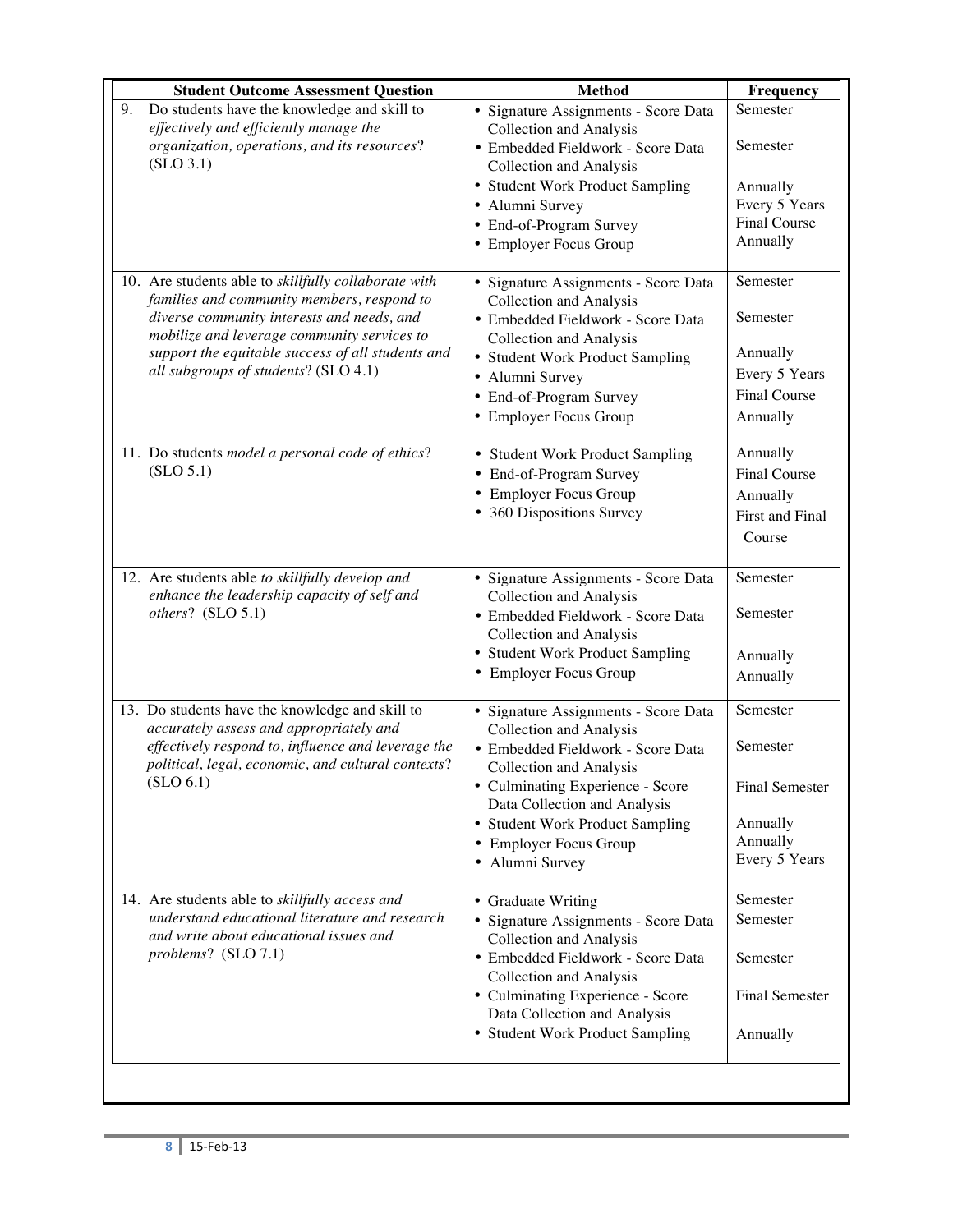| Student Outcome Assessment Question | Method | Frequency |
|---|---|---|
| 9. Do students have the knowledge and skill to *effectively and efficiently manage the organization, operations, and its resources*? (SLO 3.1) | • Signature Assignments - Score Data Collection and Analysis<br>• Embedded Fieldwork - Score Data Collection and Analysis<br>• Student Work Product Sampling<br>• Alumni Survey<br>• End-of-Program Survey<br>• Employer Focus Group | Semester<br><br>Semester<br><br>Annually<br>Every 5 Years<br>Final Course<br>Annually |
| 10. Are students able to *skillfully collaborate with families and community members, respond to diverse community interests and needs, and mobilize and leverage community services to support the equitable success of all students and all subgroups of students*? (SLO 4.1) | • Signature Assignments - Score Data Collection and Analysis<br>• Embedded Fieldwork - Score Data Collection and Analysis<br>• Student Work Product Sampling<br>• Alumni Survey<br>• End-of-Program Survey<br>• Employer Focus Group | Semester<br><br>Semester<br><br>Annually<br>Every 5 Years<br>Final Course<br>Annually |
| 11. Do students *model a personal code of ethics*? (SLO 5.1) | • Student Work Product Sampling<br>• End-of-Program Survey<br>• Employer Focus Group<br>• 360 Dispositions Survey | Annually<br>Final Course<br>Annually<br>First and Final Course |
| 12. Are students able *to skillfully develop and enhance the leadership capacity of self and others*? (SLO 5.1) | • Signature Assignments - Score Data Collection and Analysis<br>• Embedded Fieldwork - Score Data Collection and Analysis<br>• Student Work Product Sampling<br>• Employer Focus Group | Semester<br><br>Semester<br><br>Annually<br>Annually |
| 13. Do students have the knowledge and skill to *accurately assess and appropriately and effectively respond to, influence and leverage the political, legal, economic, and cultural contexts*? (SLO 6.1) | • Signature Assignments - Score Data Collection and Analysis<br>• Embedded Fieldwork - Score Data Collection and Analysis<br>• Culminating Experience - Score Data Collection and Analysis<br>• Student Work Product Sampling<br>• Employer Focus Group<br>• Alumni Survey | Semester<br><br>Semester<br><br>Final Semester<br><br>Annually<br>Annually<br>Every 5 Years |
| 14. Are students able to *skillfully access and understand educational literature and research and write about educational issues and problems*? (SLO 7.1) | • Graduate Writing<br>• Signature Assignments - Score Data Collection and Analysis<br>• Embedded Fieldwork - Score Data Collection and Analysis<br>• Culminating Experience - Score Data Collection and Analysis<br>• Student Work Product Sampling | Semester<br>Semester<br><br>Semester<br><br>Final Semester<br><br>Annually |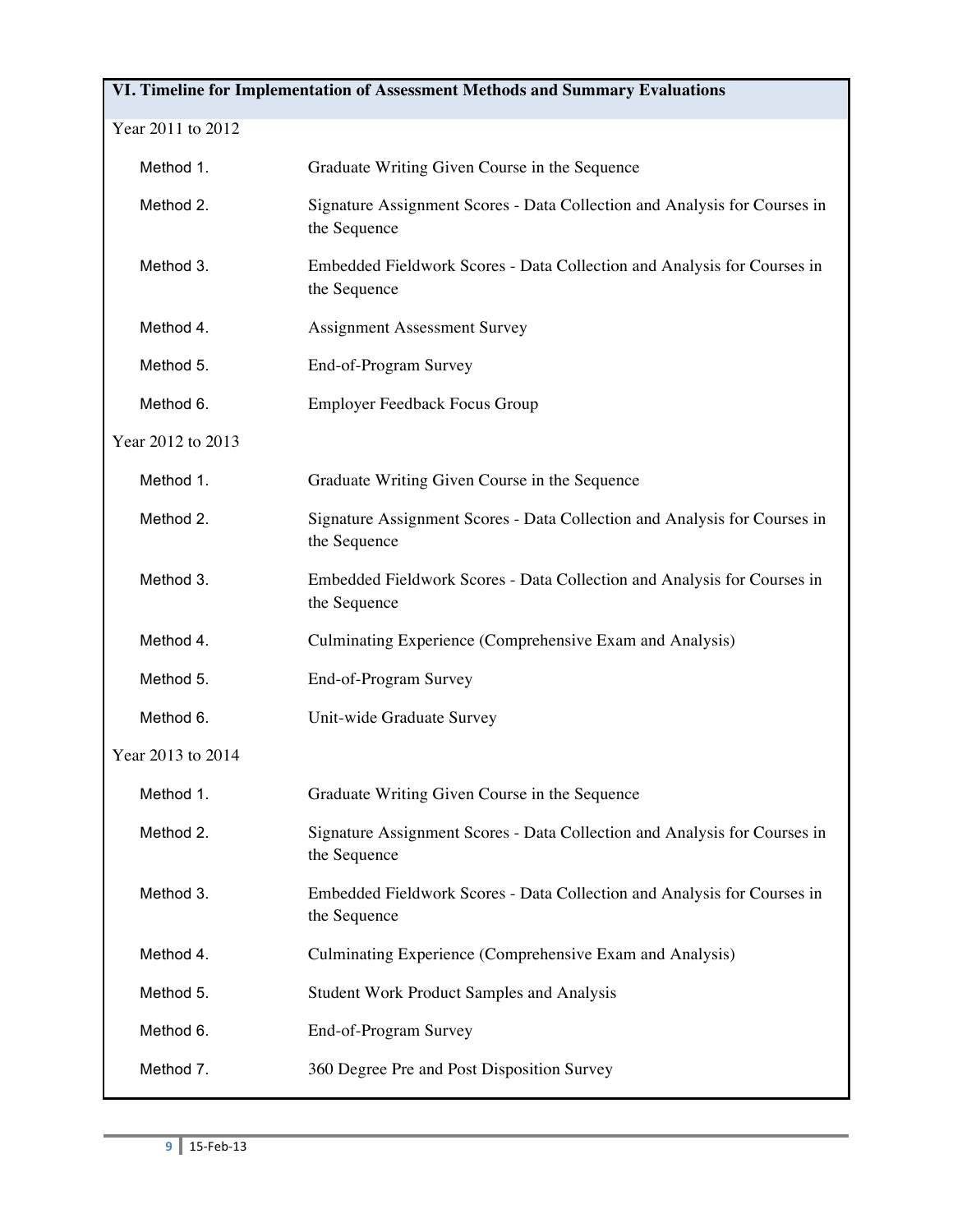## VI. Timeline for Implementation of Assessment Methods and Summary Evaluations

Year 2011 to 2012

| | |
|---|---|
| Method 1. | Graduate Writing Given Course in the Sequence |
| Method 2. | Signature Assignment Scores - Data Collection and Analysis for Courses in the Sequence |
| Method 3. | Embedded Fieldwork Scores - Data Collection and Analysis for Courses in the Sequence |
| Method 4. | Assignment Assessment Survey |
| Method 5. | End-of-Program Survey |
| Method 6. | Employer Feedback Focus Group |

Year 2012 to 2013

| | |
|---|---|
| Method 1. | Graduate Writing Given Course in the Sequence |
| Method 2. | Signature Assignment Scores - Data Collection and Analysis for Courses in the Sequence |
| Method 3. | Embedded Fieldwork Scores - Data Collection and Analysis for Courses in the Sequence |
| Method 4. | Culminating Experience (Comprehensive Exam and Analysis) |
| Method 5. | End-of-Program Survey |
| Method 6. | Unit-wide Graduate Survey |

Year 2013 to 2014

| | |
|---|---|
| Method 1. | Graduate Writing Given Course in the Sequence |
| Method 2. | Signature Assignment Scores - Data Collection and Analysis for Courses in the Sequence |
| Method 3. | Embedded Fieldwork Scores - Data Collection and Analysis for Courses in the Sequence |
| Method 4. | Culminating Experience (Comprehensive Exam and Analysis) |
| Method 5. | Student Work Product Samples and Analysis |
| Method 6. | End-of-Program Survey |
| Method 7. | 360 Degree Pre and Post Disposition Survey |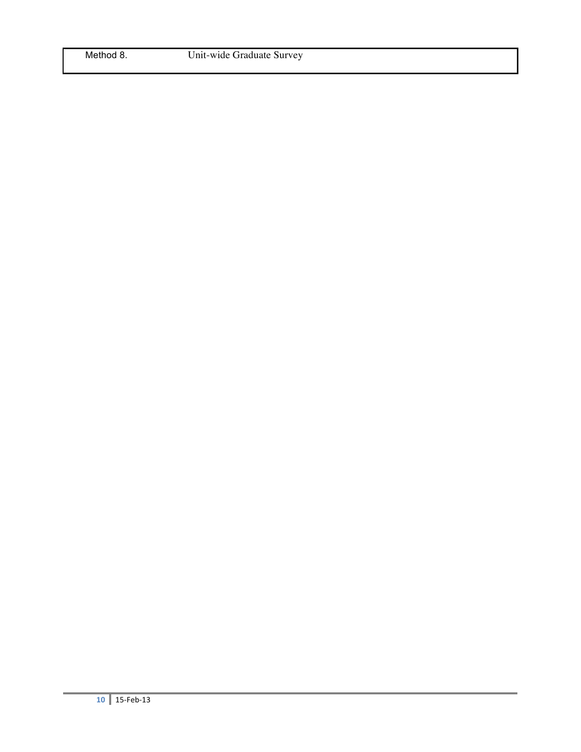| | |
|---|---|
| Method 8. | Unit-wide Graduate Survey |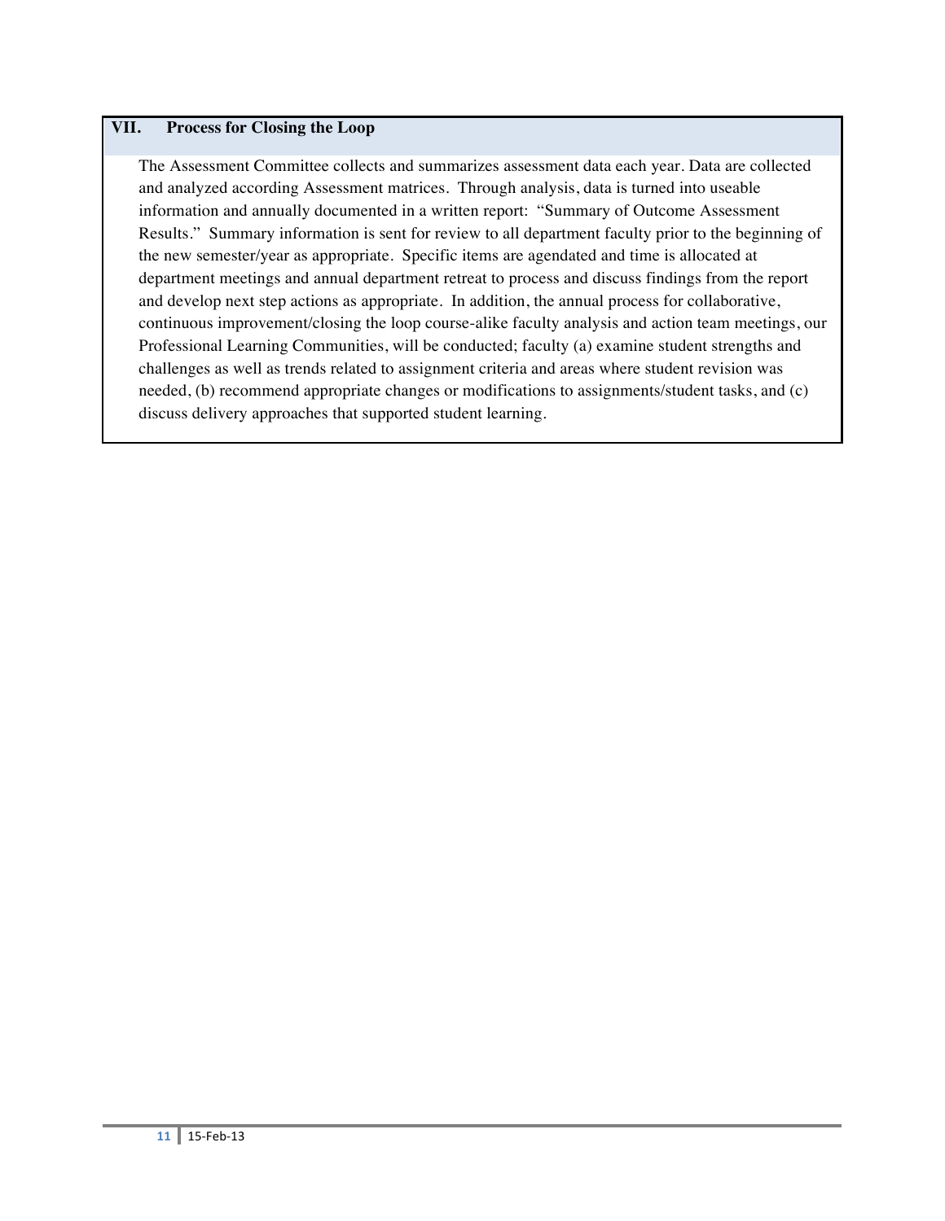## VII. Process for Closing the Loop

The Assessment Committee collects and summarizes assessment data each year. Data are collected and analyzed according Assessment matrices. Through analysis, data is turned into useable information and annually documented in a written report: "Summary of Outcome Assessment Results." Summary information is sent for review to all department faculty prior to the beginning of the new semester/year as appropriate. Specific items are agendated and time is allocated at department meetings and annual department retreat to process and discuss findings from the report and develop next step actions as appropriate. In addition, the annual process for collaborative, continuous improvement/closing the loop course-alike faculty analysis and action team meetings, our Professional Learning Communities, will be conducted; faculty (a) examine student strengths and challenges as well as trends related to assignment criteria and areas where student revision was needed, (b) recommend appropriate changes or modifications to assignments/student tasks, and (c) discuss delivery approaches that supported student learning.